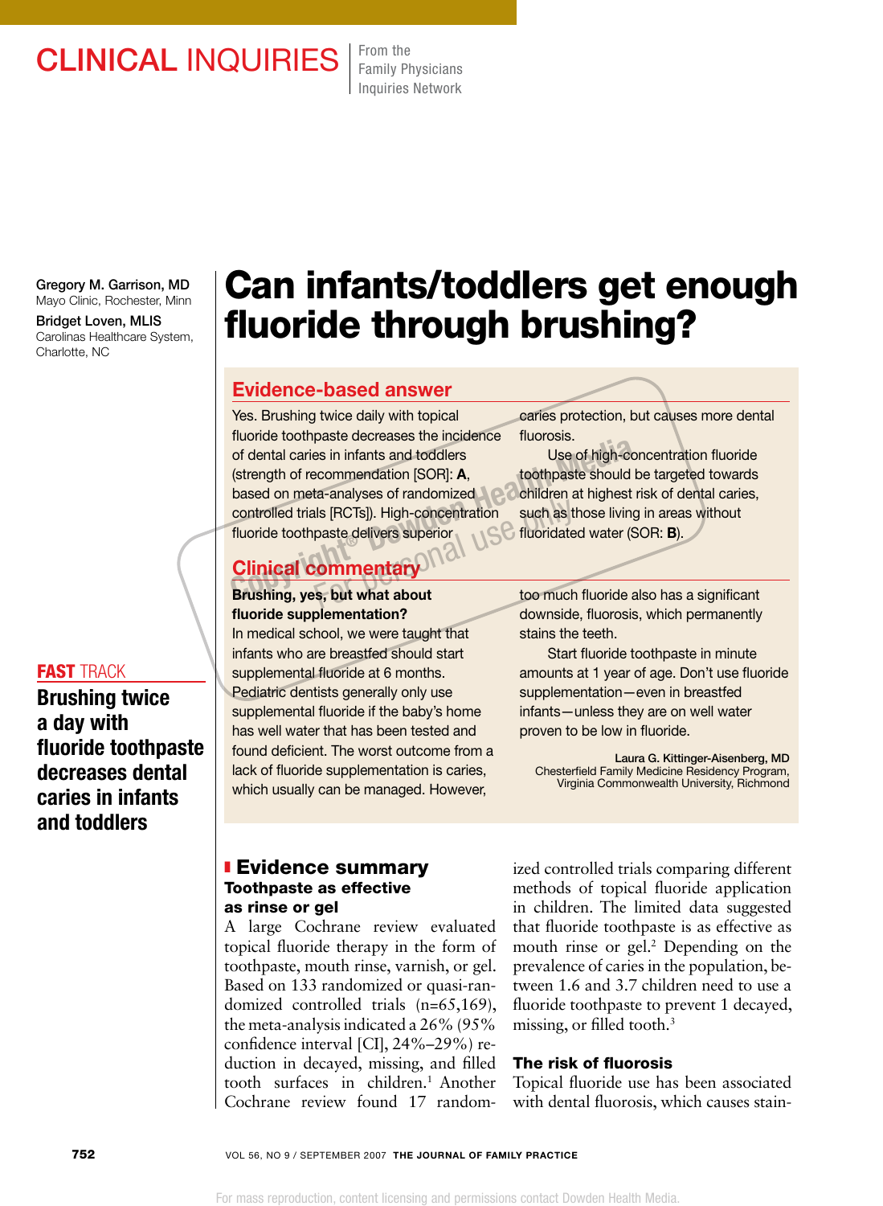CLINICAL INQUIRIES

From the Family Physicians Inquiries Network

**Gregory M. Garrison, MD**
Mayo Clinic, Rochester, Minn

**Bridget Loven, MLIS**
Carolinas Healthcare System, Charlotte, NC

# Can infants/toddlers get enough fluoride through brushing?

## Evidence-based answer

Yes. Brushing twice daily with topical fluoride toothpaste decreases the incidence of dental caries in infants and toddlers (strength of recommendation [SOR]: **A**, based on meta-analyses of randomized controlled trials [RCTs]). High-concentration fluoride toothpaste delivers superior caries protection, but causes more dental fluorosis.

Use of high-concentration fluoride toothpaste should be targeted towards children at highest risk of dental caries, such as those living in areas without fluoridated water (SOR: **B**).

## Clinical commentary

**Brushing, yes, but what about fluoride supplementation?**

In medical school, we were taught that infants who are breastfed should start supplemental fluoride at 6 months. Pediatric dentists generally only use supplemental fluoride if the baby's home has well water that has been tested and found deficient. The worst outcome from a lack of fluoride supplementation is caries, which usually can be managed. However, too much fluoride also has a significant downside, fluorosis, which permanently stains the teeth.

Start fluoride toothpaste in minute amounts at 1 year of age. Don't use fluoride supplementation—even in breastfed infants—unless they are on well water proven to be low in fluoride.

**Laura G. Kittinger-Aisenberg, MD**
Chesterfield Family Medicine Residency Program, Virginia Commonwealth University, Richmond

**FAST TRACK**
**Brushing twice a day with fluoride toothpaste decreases dental caries in infants and toddlers**

## Evidence summary

### Toothpaste as effective as rinse or gel

A large Cochrane review evaluated topical fluoride therapy in the form of toothpaste, mouth rinse, varnish, or gel. Based on 133 randomized or quasi-randomized controlled trials (n=65,169), the meta-analysis indicated a 26% (95% confidence interval [CI], 24%–29%) reduction in decayed, missing, and filled tooth surfaces in children.[1] Another Cochrane review found 17 randomized controlled trials comparing different methods of topical fluoride application in children. The limited data suggested that fluoride toothpaste is as effective as mouth rinse or gel.[2] Depending on the prevalence of caries in the population, between 1.6 and 3.7 children need to use a fluoride toothpaste to prevent 1 decayed, missing, or filled tooth.[3]

### The risk of fluorosis

Topical fluoride use has been associated with dental fluorosis, which causes stain-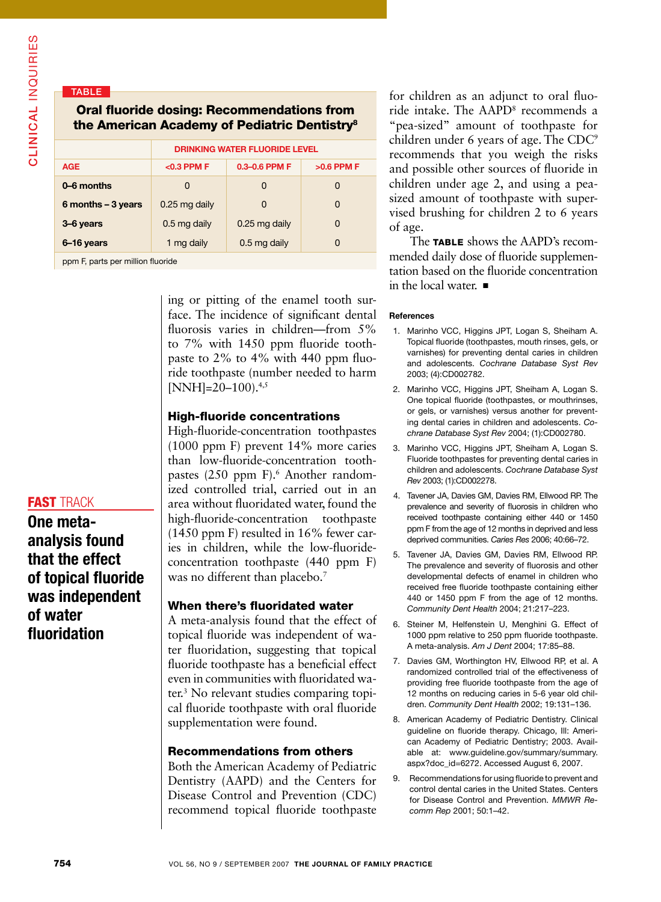## TABLE

### Oral fluoride dosing: Recommendations from the American Academy of Pediatric Dentistry[8]

| | DRINKING WATER FLUORIDE LEVEL | | |
|---|---|---|---|
| **AGE** | **<0.3 PPM F** | **0.3–0.6 PPM F** | **>0.6 PPM F** |
| **0–6 months** | 0 | 0 | 0 |
| **6 months – 3 years** | 0.25 mg daily | 0 | 0 |
| **3–6 years** | 0.5 mg daily | 0.25 mg daily | 0 |
| **6–16 years** | 1 mg daily | 0.5 mg daily | 0 |

ppm F, parts per million fluoride

ing or pitting of the enamel tooth surface. The incidence of significant dental fluorosis varies in children—from 5% to 7% with 1450 ppm fluoride toothpaste to 2% to 4% with 440 ppm fluoride toothpaste (number needed to harm [NNH]=20–100).[4,5]

### High-fluoride concentrations

High-fluoride-concentration toothpastes (1000 ppm F) prevent 14% more caries than low-fluoride-concentration toothpastes (250 ppm F).[6] Another randomized controlled trial, carried out in an area without fluoridated water, found the high-fluoride-concentration toothpaste (1450 ppm F) resulted in 16% fewer caries in children, while the low-fluoride-concentration toothpaste (440 ppm F) was no different than placebo.[7]

**FAST TRACK**

**One meta-analysis found that the effect of topical fluoride was independent of water fluoridation**

### When there's fluoridated water

A meta-analysis found that the effect of topical fluoride was independent of water fluoridation, suggesting that topical fluoride toothpaste has a beneficial effect even in communities with fluoridated water.[3] No relevant studies comparing topical fluoride toothpaste with oral fluoride supplementation were found.

### Recommendations from others

Both the American Academy of Pediatric Dentistry (AAPD) and the Centers for Disease Control and Prevention (CDC) recommend topical fluoride toothpaste for children as an adjunct to oral fluoride intake. The AAPD[8] recommends a "pea-sized" amount of toothpaste for children under 6 years of age. The CDC[9] recommends that you weigh the risks and possible other sources of fluoride in children under age 2, and using a pea-sized amount of toothpaste with supervised brushing for children 2 to 6 years of age.

The **TABLE** shows the AAPD's recommended daily dose of fluoride supplementation based on the fluoride concentration in the local water. ■

### References

1. Marinho VCC, Higgins JPT, Logan S, Sheiham A. Topical fluoride (toothpastes, mouth rinses, gels, or varnishes) for preventing dental caries in children and adolescents. *Cochrane Database Syst Rev* 2003; (4):CD002782.
2. Marinho VCC, Higgins JPT, Sheiham A, Logan S. One topical fluoride (toothpastes, or mouthrinses, or gels, or varnishes) versus another for preventing dental caries in children and adolescents. *Cochrane Database Syst Rev* 2004; (1):CD002780.
3. Marinho VCC, Higgins JPT, Sheiham A, Logan S. Fluoride toothpastes for preventing dental caries in children and adolescents. *Cochrane Database Syst Rev* 2003; (1):CD002278.
4. Tavener JA, Davies GM, Davies RM, Ellwood RP. The prevalence and severity of fluorosis in children who received toothpaste containing either 440 or 1450 ppm F from the age of 12 months in deprived and less deprived communities. *Caries Res* 2006; 40:66–72.
5. Tavener JA, Davies GM, Davies RM, Ellwood RP. The prevalence and severity of fluorosis and other developmental defects of enamel in children who received free fluoride toothpaste containing either 440 or 1450 ppm F from the age of 12 months. *Community Dent Health* 2004; 21:217–223.
6. Steiner M, Helfenstein U, Menghini G. Effect of 1000 ppm relative to 250 ppm fluoride toothpaste. A meta-analysis. *Am J Dent* 2004; 17:85–88.
7. Davies GM, Worthington HV, Ellwood RP, et al. A randomized controlled trial of the effectiveness of providing free fluoride toothpaste from the age of 12 months on reducing caries in 5-6 year old children. *Community Dent Health* 2002; 19:131–136.
8. American Academy of Pediatric Dentistry. Clinical guideline on fluoride therapy. Chicago, Ill: American Academy of Pediatric Dentistry; 2003. Available at: www.guideline.gov/summary/summary.aspx?doc_id=6272. Accessed August 6, 2007.
9. Recommendations for using fluoride to prevent and control dental caries in the United States. Centers for Disease Control and Prevention. *MMWR Recomm Rep* 2001; 50:1–42.